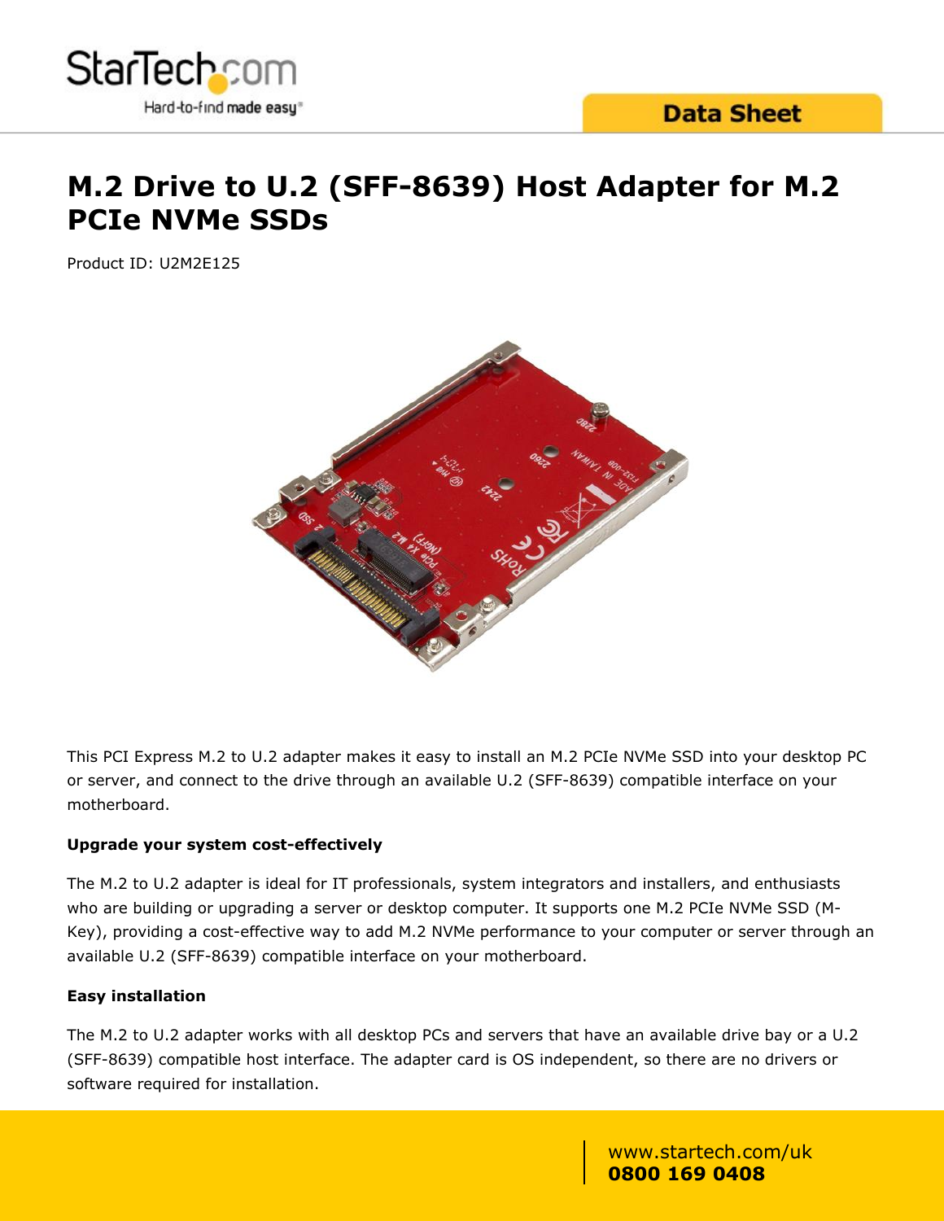# M.2 Drive to U.2 (SFF-8639) Host Adapter for M.2 PCIe NVMe SSDs

Product ID: U2M2E125

This PCI Express M.2 to U.2 adapter makes it easy to install an M.2 PCIe NVMe SSD into your desktop PC or server, and connect to the drive through an available U.2 (SFF-8639) compatible interface on your motherboard.

**Upgrade your system cost-effectively**

The M.2 to U.2 adapter is ideal for IT professionals, system integrators and installers, and enthusiasts who are building or upgrading a server or desktop computer. It supports one M.2 PCIe NVMe SSD (M-Key), providing a cost-effective way to add M.2 NVMe performance to your computer or server through an available U.2 (SFF-8639) compatible interface on your motherboard.

**Easy installation**

The M.2 to U.2 adapter works with all desktop PCs and servers that have an available drive bay or a U.2 (SFF-8639) compatible host interface. The adapter card is OS independent, so there are no drivers or software required for installation.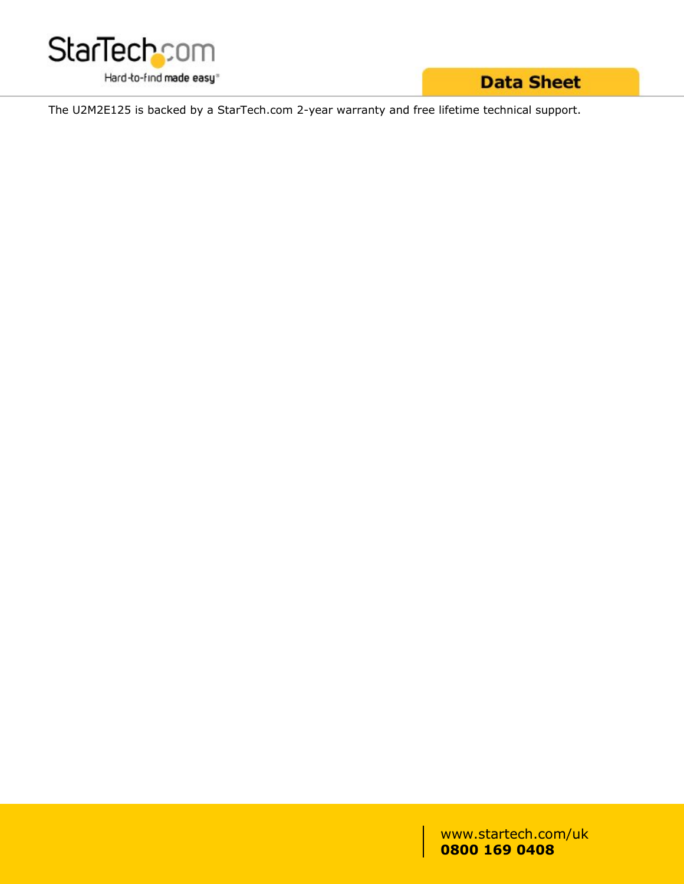The U2M2E125 is backed by a StarTech.com 2-year warranty and free lifetime technical support.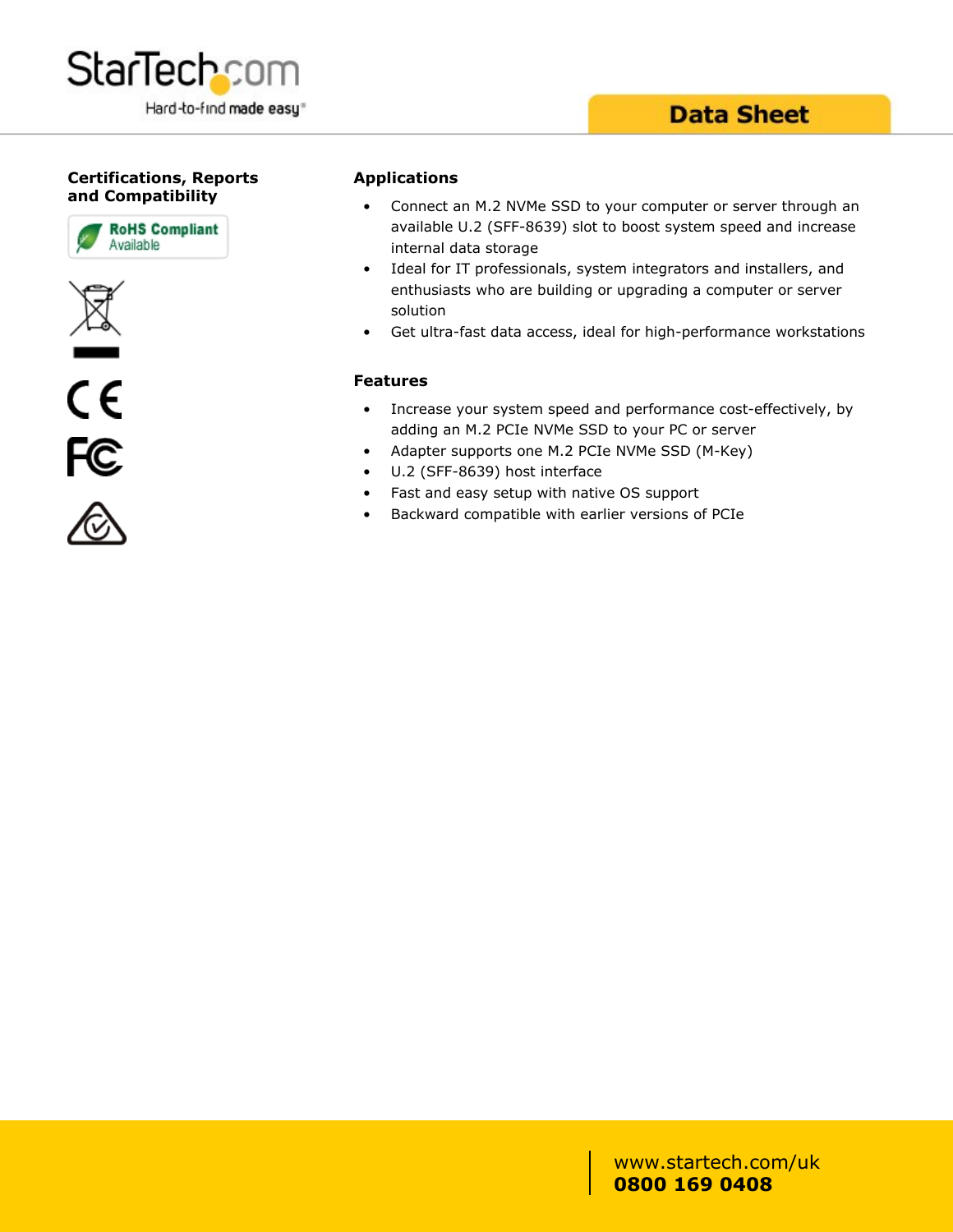## Certifications, Reports and Compatibility

RoHS Compliant
Available

## Applications

- Connect an M.2 NVMe SSD to your computer or server through an available U.2 (SFF-8639) slot to boost system speed and increase internal data storage
- Ideal for IT professionals, system integrators and installers, and enthusiasts who are building or upgrading a computer or server solution
- Get ultra-fast data access, ideal for high-performance workstations

## Features

- Increase your system speed and performance cost-effectively, by adding an M.2 PCIe NVMe SSD to your PC or server
- Adapter supports one M.2 PCIe NVMe SSD (M-Key)
- U.2 (SFF-8639) host interface
- Fast and easy setup with native OS support
- Backward compatible with earlier versions of PCIe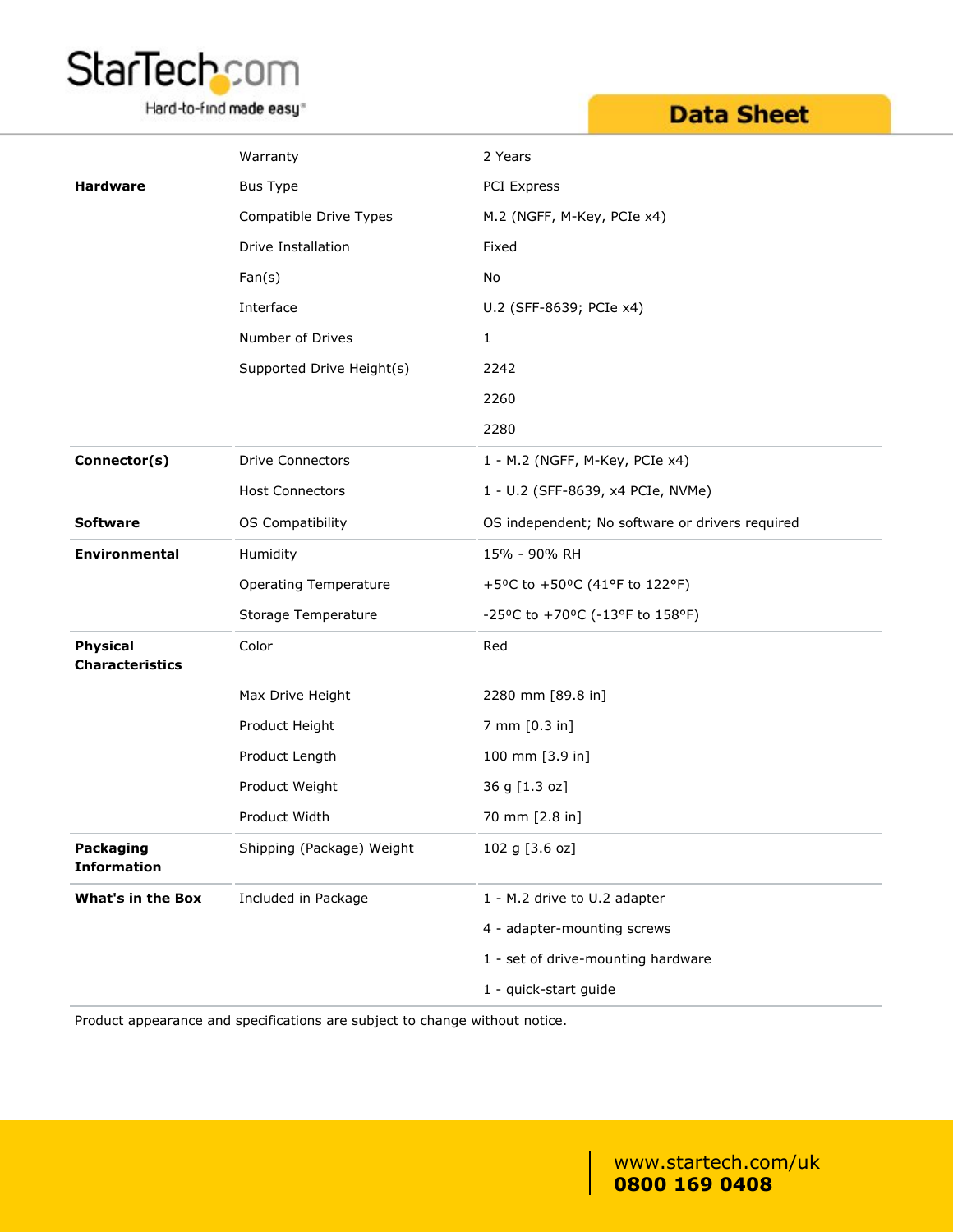| | | |
|---|---|---|
| | Warranty | 2 Years |
| **Hardware** | Bus Type | PCI Express |
| | Compatible Drive Types | M.2 (NGFF, M-Key, PCIe x4) |
| | Drive Installation | Fixed |
| | Fan(s) | No |
| | Interface | U.2 (SFF-8639; PCIe x4) |
| | Number of Drives | 1 |
| | Supported Drive Height(s) | 2242 |
| | | 2260 |
| | | 2280 |
| **Connector(s)** | Drive Connectors | 1 - M.2 (NGFF, M-Key, PCIe x4) |
| | Host Connectors | 1 - U.2 (SFF-8639, x4 PCIe, NVMe) |
| **Software** | OS Compatibility | OS independent; No software or drivers required |
| **Environmental** | Humidity | 15% - 90% RH |
| | Operating Temperature | +5ºC to +50ºC (41°F to 122°F) |
| | Storage Temperature | -25ºC to +70ºC (-13°F to 158°F) |
| **Physical Characteristics** | Color | Red |
| | Max Drive Height | 2280 mm [89.8 in] |
| | Product Height | 7 mm [0.3 in] |
| | Product Length | 100 mm [3.9 in] |
| | Product Weight | 36 g [1.3 oz] |
| | Product Width | 70 mm [2.8 in] |
| **Packaging Information** | Shipping (Package) Weight | 102 g [3.6 oz] |
| **What's in the Box** | Included in Package | 1 - M.2 drive to U.2 adapter |
| | | 4 - adapter-mounting screws |
| | | 1 - set of drive-mounting hardware |
| | | 1 - quick-start guide |

Product appearance and specifications are subject to change without notice.